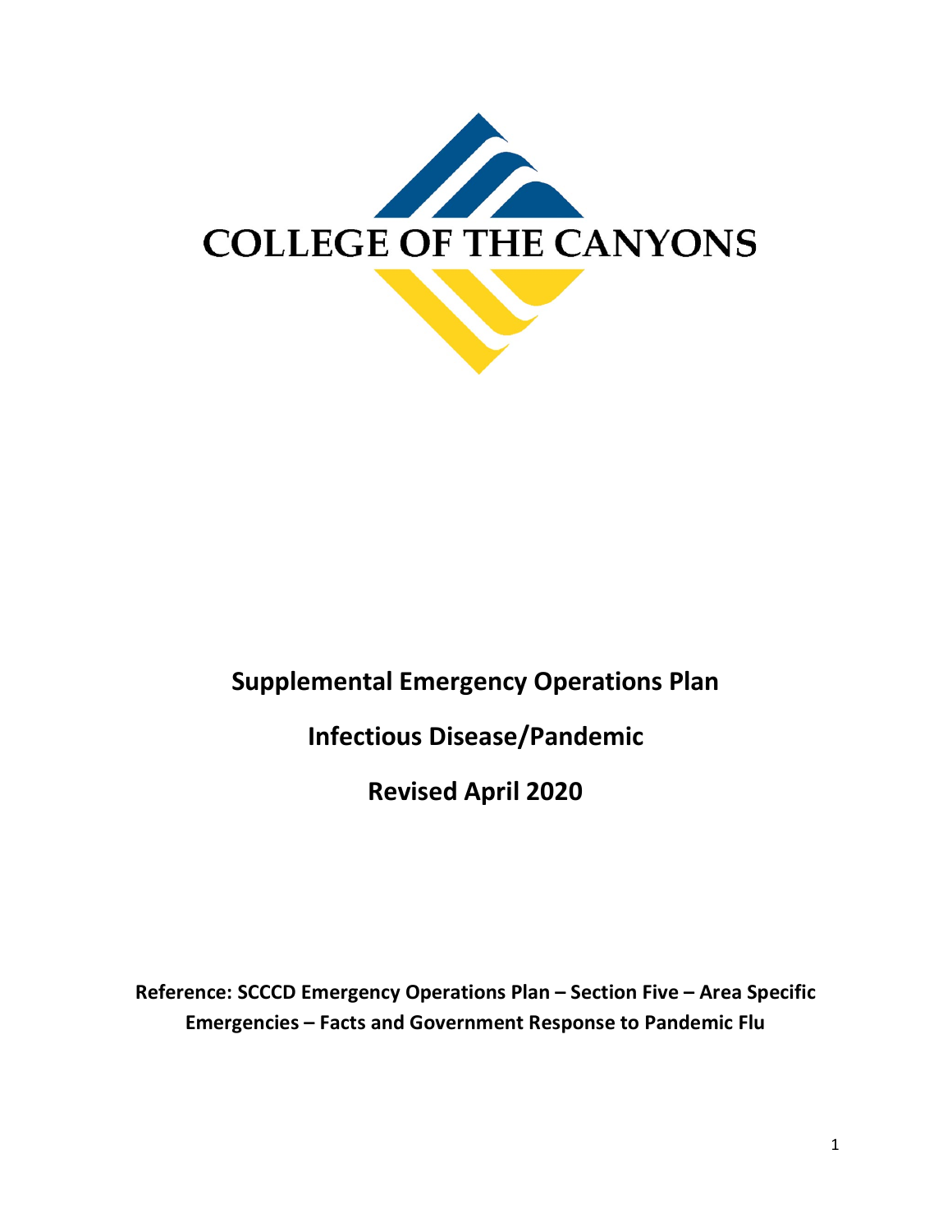COLLEGE OF THE CANYONS

# Supplemental Emergency Operations Plan

# Infectious Disease/Pandemic

# Revised April 2020

**Reference: SCCCD Emergency Operations Plan – Section Five – Area Specific Emergencies – Facts and Government Response to Pandemic Flu**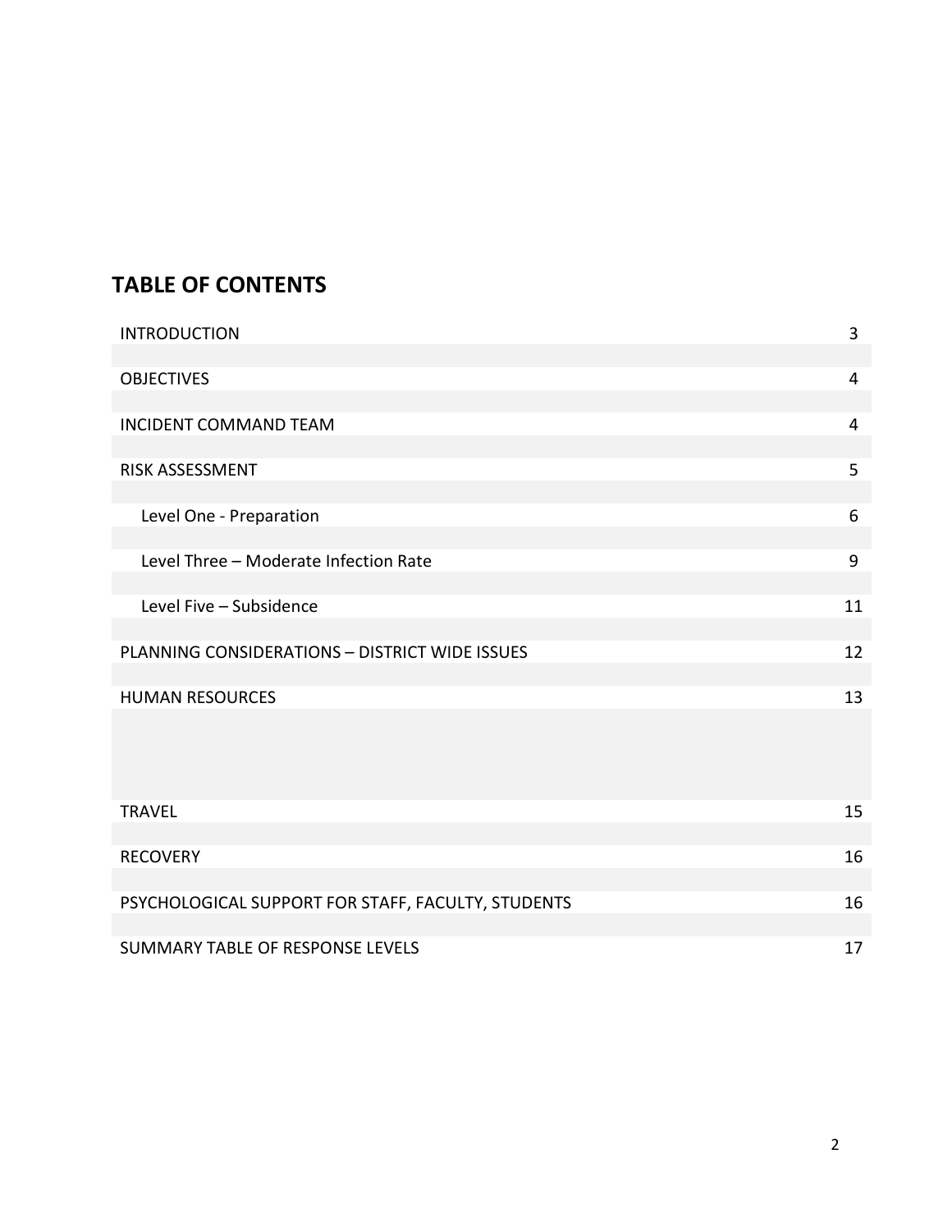## TABLE OF CONTENTS

| | |
|---|---|
| INTRODUCTION | 3 |
| OBJECTIVES | 4 |
| INCIDENT COMMAND TEAM | 4 |
| RISK ASSESSMENT | 5 |
| Level One - Preparation | 6 |
| Level Three – Moderate Infection Rate | 9 |
| Level Five – Subsidence | 11 |
| PLANNING CONSIDERATIONS – DISTRICT WIDE ISSUES | 12 |
| HUMAN RESOURCES | 13 |
| TRAVEL | 15 |
| RECOVERY | 16 |
| PSYCHOLOGICAL SUPPORT FOR STAFF, FACULTY, STUDENTS | 16 |
| SUMMARY TABLE OF RESPONSE LEVELS | 17 |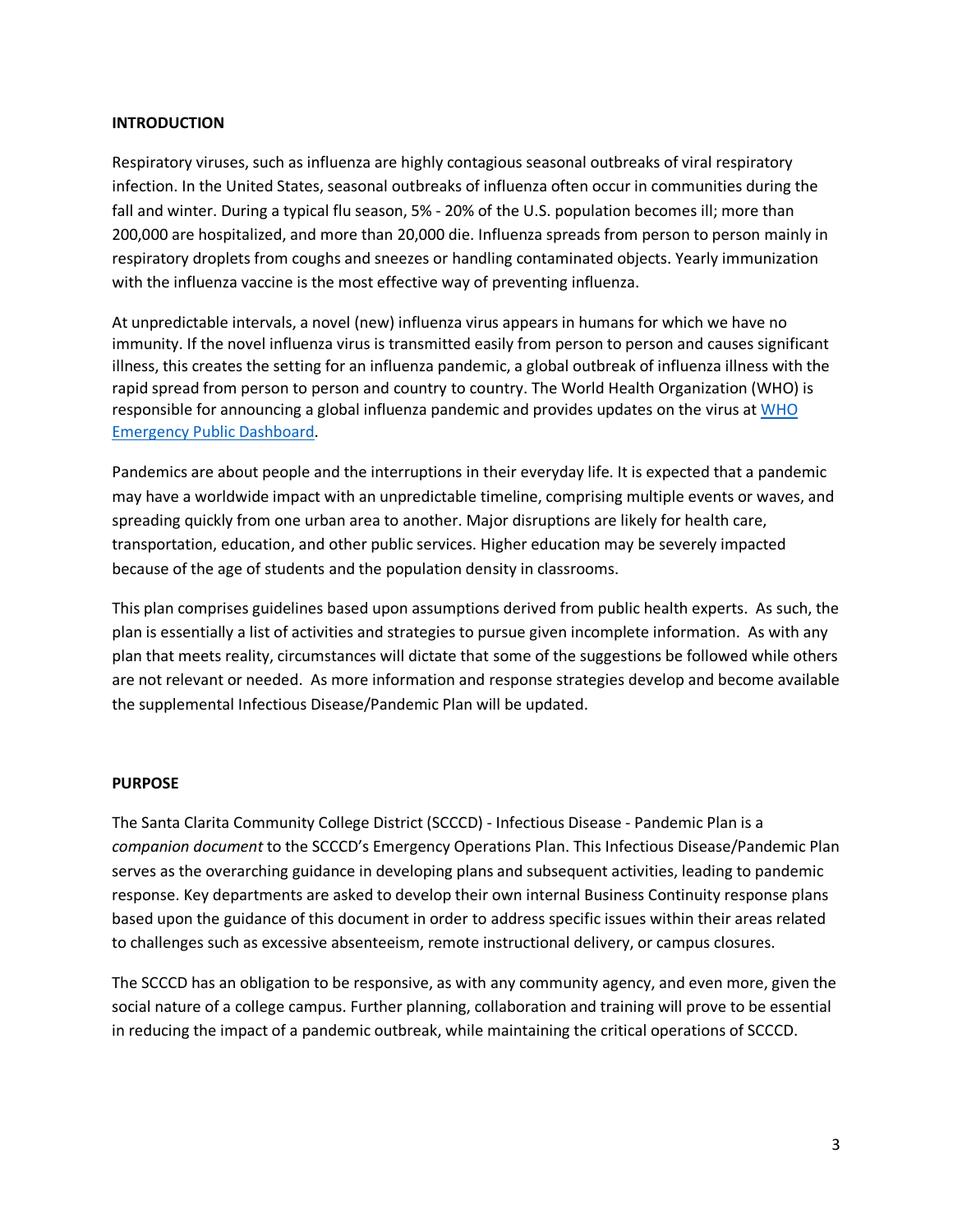**INTRODUCTION**

Respiratory viruses, such as influenza are highly contagious seasonal outbreaks of viral respiratory infection. In the United States, seasonal outbreaks of influenza often occur in communities during the fall and winter. During a typical flu season, 5% - 20% of the U.S. population becomes ill; more than 200,000 are hospitalized, and more than 20,000 die. Influenza spreads from person to person mainly in respiratory droplets from coughs and sneezes or handling contaminated objects. Yearly immunization with the influenza vaccine is the most effective way of preventing influenza.

At unpredictable intervals, a novel (new) influenza virus appears in humans for which we have no immunity. If the novel influenza virus is transmitted easily from person to person and causes significant illness, this creates the setting for an influenza pandemic, a global outbreak of influenza illness with the rapid spread from person to person and country to country. The World Health Organization (WHO) is responsible for announcing a global influenza pandemic and provides updates on the virus at WHO Emergency Public Dashboard.

Pandemics are about people and the interruptions in their everyday life. It is expected that a pandemic may have a worldwide impact with an unpredictable timeline, comprising multiple events or waves, and spreading quickly from one urban area to another. Major disruptions are likely for health care, transportation, education, and other public services. Higher education may be severely impacted because of the age of students and the population density in classrooms.

This plan comprises guidelines based upon assumptions derived from public health experts. As such, the plan is essentially a list of activities and strategies to pursue given incomplete information. As with any plan that meets reality, circumstances will dictate that some of the suggestions be followed while others are not relevant or needed. As more information and response strategies develop and become available the supplemental Infectious Disease/Pandemic Plan will be updated.

**PURPOSE**

The Santa Clarita Community College District (SCCCD) - Infectious Disease - Pandemic Plan is a *companion document* to the SCCCD's Emergency Operations Plan. This Infectious Disease/Pandemic Plan serves as the overarching guidance in developing plans and subsequent activities, leading to pandemic response. Key departments are asked to develop their own internal Business Continuity response plans based upon the guidance of this document in order to address specific issues within their areas related to challenges such as excessive absenteeism, remote instructional delivery, or campus closures.

The SCCCD has an obligation to be responsive, as with any community agency, and even more, given the social nature of a college campus. Further planning, collaboration and training will prove to be essential in reducing the impact of a pandemic outbreak, while maintaining the critical operations of SCCCD.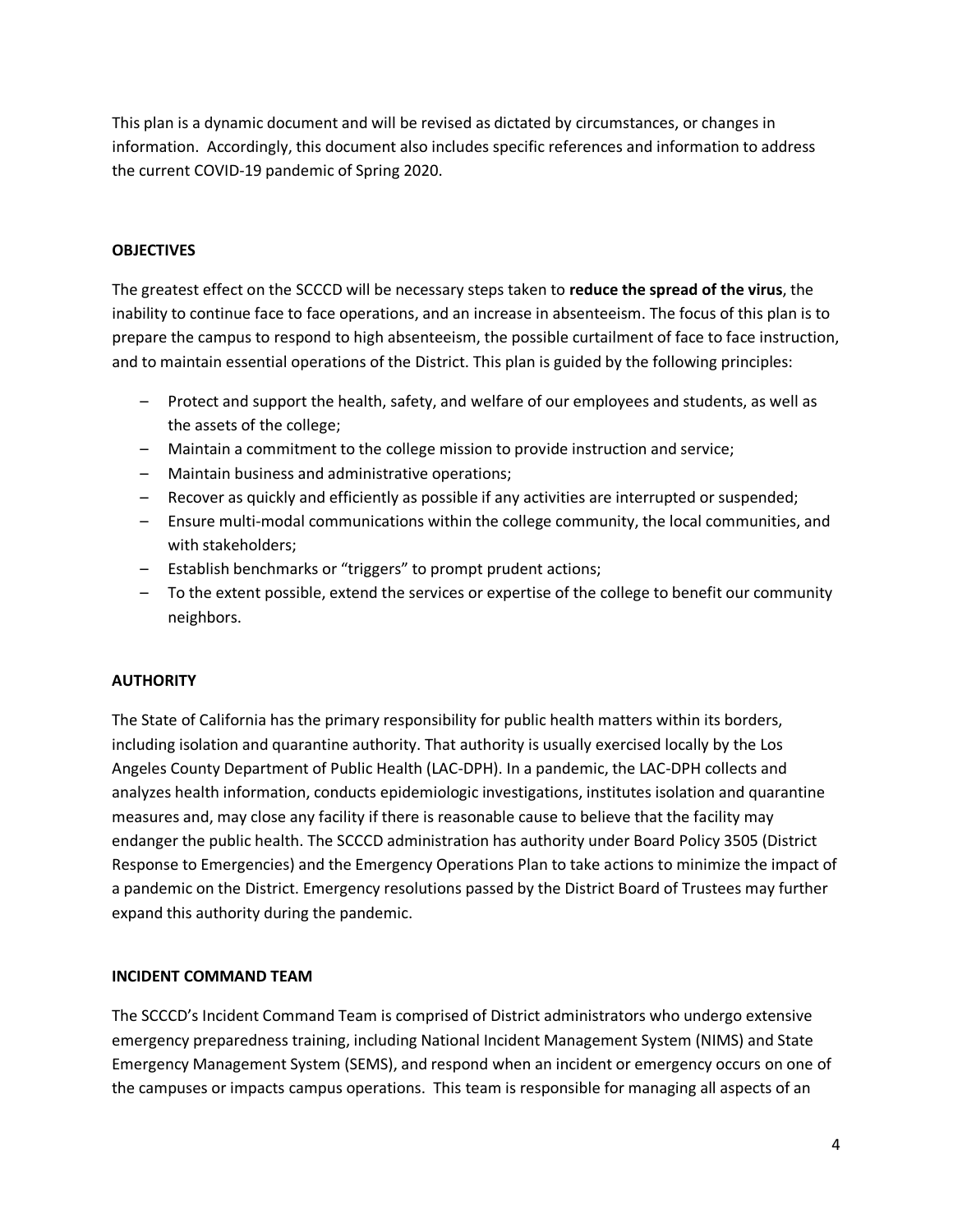This plan is a dynamic document and will be revised as dictated by circumstances, or changes in information. Accordingly, this document also includes specific references and information to address the current COVID-19 pandemic of Spring 2020.

## OBJECTIVES

The greatest effect on the SCCCD will be necessary steps taken to **reduce the spread of the virus**, the inability to continue face to face operations, and an increase in absenteeism. The focus of this plan is to prepare the campus to respond to high absenteeism, the possible curtailment of face to face instruction, and to maintain essential operations of the District. This plan is guided by the following principles:

- Protect and support the health, safety, and welfare of our employees and students, as well as the assets of the college;
- Maintain a commitment to the college mission to provide instruction and service;
- Maintain business and administrative operations;
- Recover as quickly and efficiently as possible if any activities are interrupted or suspended;
- Ensure multi-modal communications within the college community, the local communities, and with stakeholders;
- Establish benchmarks or "triggers" to prompt prudent actions;
- To the extent possible, extend the services or expertise of the college to benefit our community neighbors.

## AUTHORITY

The State of California has the primary responsibility for public health matters within its borders, including isolation and quarantine authority. That authority is usually exercised locally by the Los Angeles County Department of Public Health (LAC-DPH). In a pandemic, the LAC-DPH collects and analyzes health information, conducts epidemiologic investigations, institutes isolation and quarantine measures and, may close any facility if there is reasonable cause to believe that the facility may endanger the public health. The SCCCD administration has authority under Board Policy 3505 (District Response to Emergencies) and the Emergency Operations Plan to take actions to minimize the impact of a pandemic on the District. Emergency resolutions passed by the District Board of Trustees may further expand this authority during the pandemic.

## INCIDENT COMMAND TEAM

The SCCCD's Incident Command Team is comprised of District administrators who undergo extensive emergency preparedness training, including National Incident Management System (NIMS) and State Emergency Management System (SEMS), and respond when an incident or emergency occurs on one of the campuses or impacts campus operations. This team is responsible for managing all aspects of an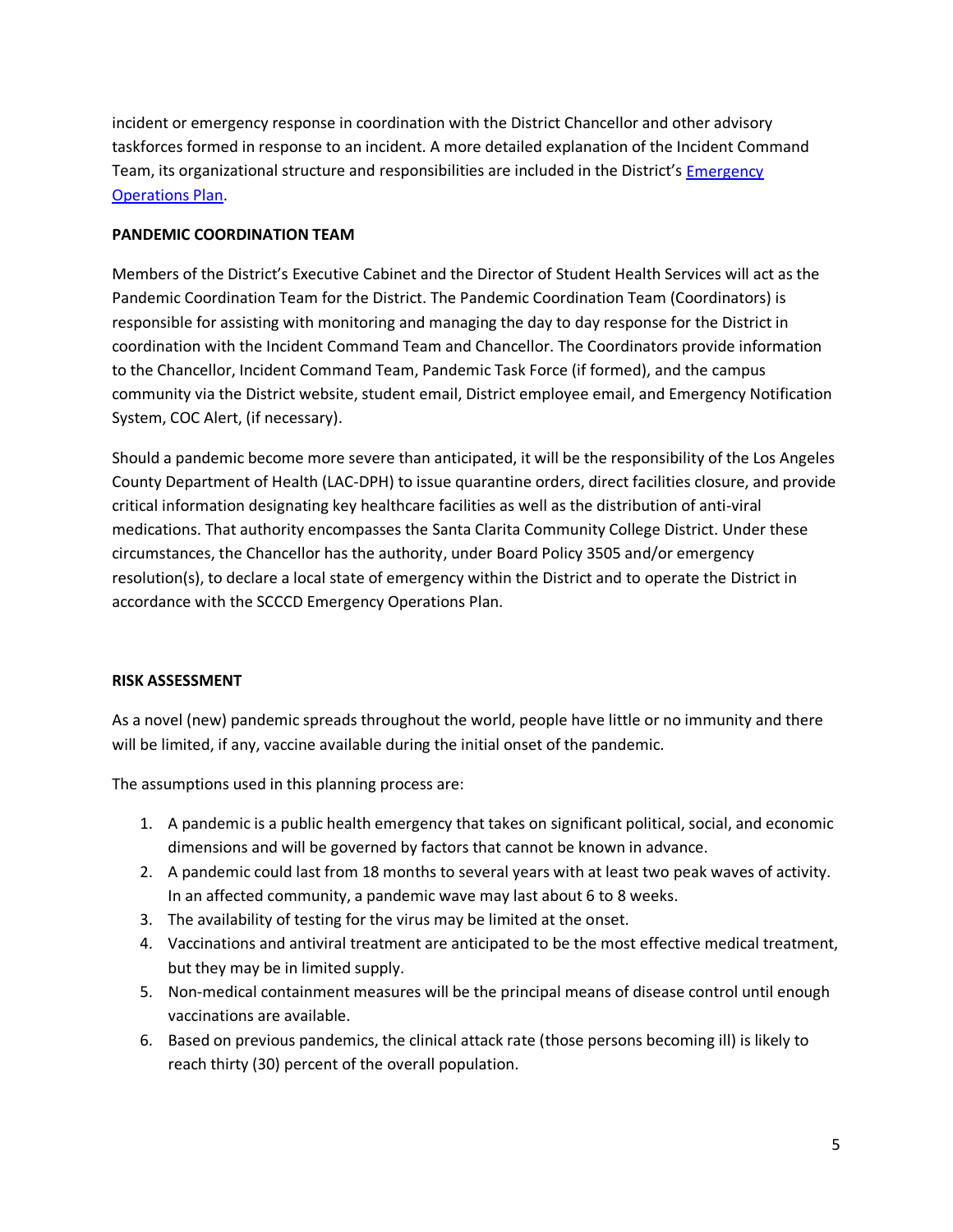incident or emergency response in coordination with the District Chancellor and other advisory taskforces formed in response to an incident. A more detailed explanation of the Incident Command Team, its organizational structure and responsibilities are included in the District's [Emergency Operations Plan](Emergency Operations Plan).

**PANDEMIC COORDINATION TEAM**

Members of the District's Executive Cabinet and the Director of Student Health Services will act as the Pandemic Coordination Team for the District. The Pandemic Coordination Team (Coordinators) is responsible for assisting with monitoring and managing the day to day response for the District in coordination with the Incident Command Team and Chancellor. The Coordinators provide information to the Chancellor, Incident Command Team, Pandemic Task Force (if formed), and the campus community via the District website, student email, District employee email, and Emergency Notification System, COC Alert, (if necessary).

Should a pandemic become more severe than anticipated, it will be the responsibility of the Los Angeles County Department of Health (LAC-DPH) to issue quarantine orders, direct facilities closure, and provide critical information designating key healthcare facilities as well as the distribution of anti-viral medications. That authority encompasses the Santa Clarita Community College District. Under these circumstances, the Chancellor has the authority, under Board Policy 3505 and/or emergency resolution(s), to declare a local state of emergency within the District and to operate the District in accordance with the SCCCD Emergency Operations Plan.

**RISK ASSESSMENT**

As a novel (new) pandemic spreads throughout the world, people have little or no immunity and there will be limited, if any, vaccine available during the initial onset of the pandemic.

The assumptions used in this planning process are:

1. A pandemic is a public health emergency that takes on significant political, social, and economic dimensions and will be governed by factors that cannot be known in advance.
2. A pandemic could last from 18 months to several years with at least two peak waves of activity. In an affected community, a pandemic wave may last about 6 to 8 weeks.
3. The availability of testing for the virus may be limited at the onset.
4. Vaccinations and antiviral treatment are anticipated to be the most effective medical treatment, but they may be in limited supply.
5. Non-medical containment measures will be the principal means of disease control until enough vaccinations are available.
6. Based on previous pandemics, the clinical attack rate (those persons becoming ill) is likely to reach thirty (30) percent of the overall population.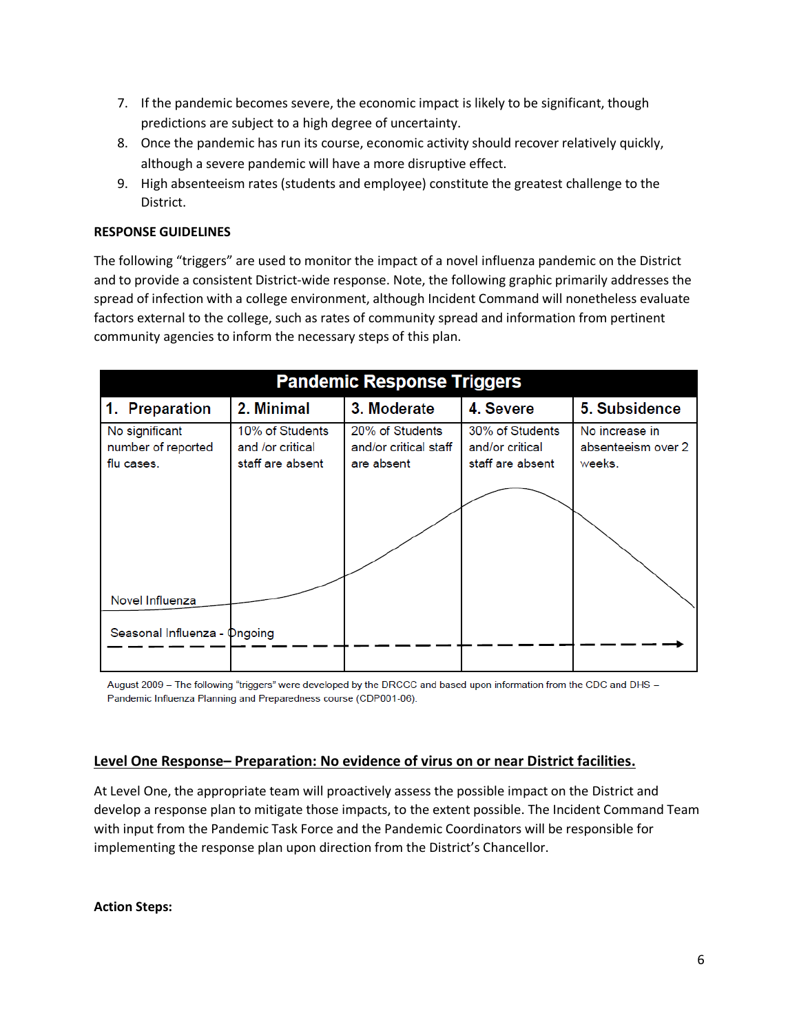7. If the pandemic becomes severe, the economic impact is likely to be significant, though predictions are subject to a high degree of uncertainty.
8. Once the pandemic has run its course, economic activity should recover relatively quickly, although a severe pandemic will have a more disruptive effect.
9. High absenteeism rates (students and employee) constitute the greatest challenge to the District.

**RESPONSE GUIDELINES**

The following "triggers" are used to monitor the impact of a novel influenza pandemic on the District and to provide a consistent District-wide response. Note, the following graphic primarily addresses the spread of infection with a college environment, although Incident Command will nonetheless evaluate factors external to the college, such as rates of community spread and information from pertinent community agencies to inform the necessary steps of this plan.

**Pandemic Response Triggers**

| 1. Preparation | 2. Minimal | 3. Moderate | 4. Severe | 5. Subsidence |
|---|---|---|---|---|
| No significant number of reported flu cases. | 10% of Students and /or critical staff are absent | 20% of Students and/or critical staff are absent | 30% of Students and/or critical staff are absent | No increase in absenteeism over 2 weeks. |

Novel Influenza

Seasonal Influenza - Ongoing

August 2009 – The following "triggers" were developed by the DRCCC and based upon information from the CDC and DHS – Pandemic Influenza Planning and Preparedness course (CDP001-06).

## Level One Response– Preparation: No evidence of virus on or near District facilities.

At Level One, the appropriate team will proactively assess the possible impact on the District and develop a response plan to mitigate those impacts, to the extent possible. The Incident Command Team with input from the Pandemic Task Force and the Pandemic Coordinators will be responsible for implementing the response plan upon direction from the District's Chancellor.

**Action Steps:**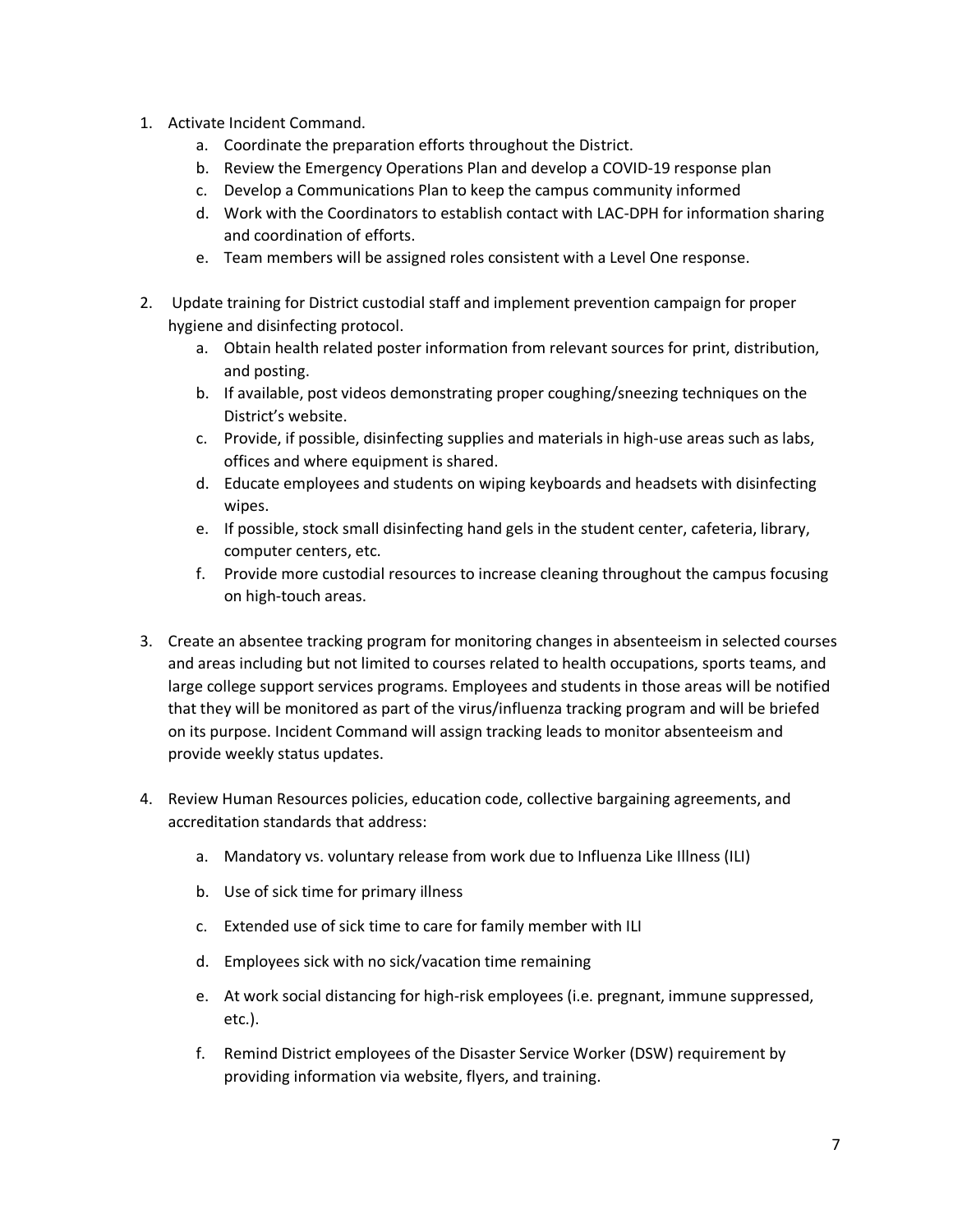1. Activate Incident Command.
    a. Coordinate the preparation efforts throughout the District.
    b. Review the Emergency Operations Plan and develop a COVID-19 response plan
    c. Develop a Communications Plan to keep the campus community informed
    d. Work with the Coordinators to establish contact with LAC-DPH for information sharing and coordination of efforts.
    e. Team members will be assigned roles consistent with a Level One response.

2. Update training for District custodial staff and implement prevention campaign for proper hygiene and disinfecting protocol.
    a. Obtain health related poster information from relevant sources for print, distribution, and posting.
    b. If available, post videos demonstrating proper coughing/sneezing techniques on the District's website.
    c. Provide, if possible, disinfecting supplies and materials in high-use areas such as labs, offices and where equipment is shared.
    d. Educate employees and students on wiping keyboards and headsets with disinfecting wipes.
    e. If possible, stock small disinfecting hand gels in the student center, cafeteria, library, computer centers, etc.
    f. Provide more custodial resources to increase cleaning throughout the campus focusing on high-touch areas.

3. Create an absentee tracking program for monitoring changes in absenteeism in selected courses and areas including but not limited to courses related to health occupations, sports teams, and large college support services programs. Employees and students in those areas will be notified that they will be monitored as part of the virus/influenza tracking program and will be briefed on its purpose. Incident Command will assign tracking leads to monitor absenteeism and provide weekly status updates.

4. Review Human Resources policies, education code, collective bargaining agreements, and accreditation standards that address:
    a. Mandatory vs. voluntary release from work due to Influenza Like Illness (ILI)
    b. Use of sick time for primary illness
    c. Extended use of sick time to care for family member with ILI
    d. Employees sick with no sick/vacation time remaining
    e. At work social distancing for high-risk employees (i.e. pregnant, immune suppressed, etc.).
    f. Remind District employees of the Disaster Service Worker (DSW) requirement by providing information via website, flyers, and training.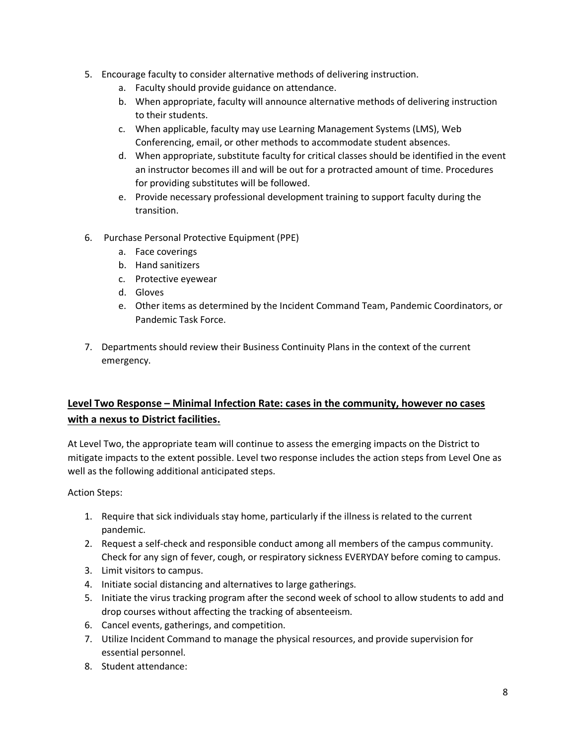5. Encourage faculty to consider alternative methods of delivering instruction.
    a. Faculty should provide guidance on attendance.
    b. When appropriate, faculty will announce alternative methods of delivering instruction to their students.
    c. When applicable, faculty may use Learning Management Systems (LMS), Web Conferencing, email, or other methods to accommodate student absences.
    d. When appropriate, substitute faculty for critical classes should be identified in the event an instructor becomes ill and will be out for a protracted amount of time. Procedures for providing substitutes will be followed.
    e. Provide necessary professional development training to support faculty during the transition.

6. Purchase Personal Protective Equipment (PPE)
    a. Face coverings
    b. Hand sanitizers
    c. Protective eyewear
    d. Gloves
    e. Other items as determined by the Incident Command Team, Pandemic Coordinators, or Pandemic Task Force.

7. Departments should review their Business Continuity Plans in the context of the current emergency.

## Level Two Response – Minimal Infection Rate: cases in the community, however no cases with a nexus to District facilities.

At Level Two, the appropriate team will continue to assess the emerging impacts on the District to mitigate impacts to the extent possible. Level two response includes the action steps from Level One as well as the following additional anticipated steps.

Action Steps:

1. Require that sick individuals stay home, particularly if the illness is related to the current pandemic.
2. Request a self-check and responsible conduct among all members of the campus community. Check for any sign of fever, cough, or respiratory sickness EVERYDAY before coming to campus.
3. Limit visitors to campus.
4. Initiate social distancing and alternatives to large gatherings.
5. Initiate the virus tracking program after the second week of school to allow students to add and drop courses without affecting the tracking of absenteeism.
6. Cancel events, gatherings, and competition.
7. Utilize Incident Command to manage the physical resources, and provide supervision for essential personnel.
8. Student attendance: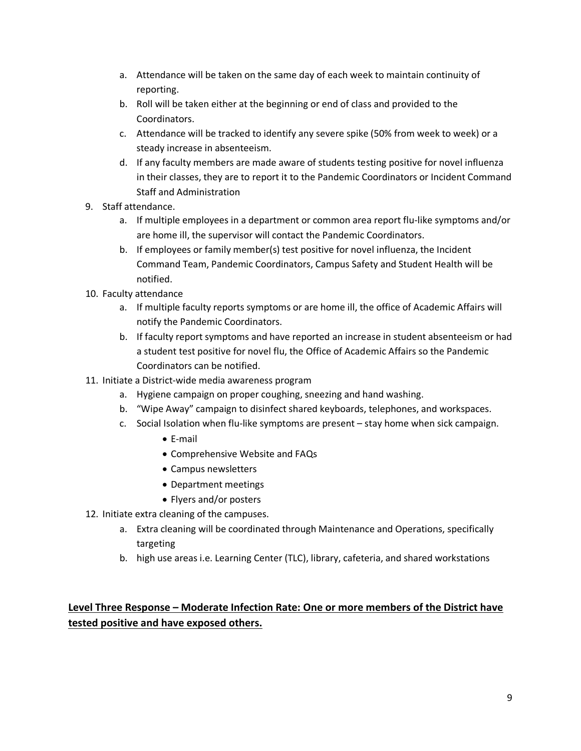a. Attendance will be taken on the same day of each week to maintain continuity of reporting.
   b. Roll will be taken either at the beginning or end of class and provided to the Coordinators.
   c. Attendance will be tracked to identify any severe spike (50% from week to week) or a steady increase in absenteeism.
   d. If any faculty members are made aware of students testing positive for novel influenza in their classes, they are to report it to the Pandemic Coordinators or Incident Command Staff and Administration

9. Staff attendance.
   a. If multiple employees in a department or common area report flu-like symptoms and/or are home ill, the supervisor will contact the Pandemic Coordinators.
   b. If employees or family member(s) test positive for novel influenza, the Incident Command Team, Pandemic Coordinators, Campus Safety and Student Health will be notified.

10. Faculty attendance
    a. If multiple faculty reports symptoms or are home ill, the office of Academic Affairs will notify the Pandemic Coordinators.
    b. If faculty report symptoms and have reported an increase in student absenteeism or had a student test positive for novel flu, the Office of Academic Affairs so the Pandemic Coordinators can be notified.

11. Initiate a District-wide media awareness program
    a. Hygiene campaign on proper coughing, sneezing and hand washing.
    b. "Wipe Away" campaign to disinfect shared keyboards, telephones, and workspaces.
    c. Social Isolation when flu-like symptoms are present – stay home when sick campaign.
       - E-mail
       - Comprehensive Website and FAQs
       - Campus newsletters
       - Department meetings
       - Flyers and/or posters

12. Initiate extra cleaning of the campuses.
    a. Extra cleaning will be coordinated through Maintenance and Operations, specifically targeting
    b. high use areas i.e. Learning Center (TLC), library, cafeteria, and shared workstations

**<u>Level Three Response – Moderate Infection Rate: One or more members of the District have tested positive and have exposed others.</u>**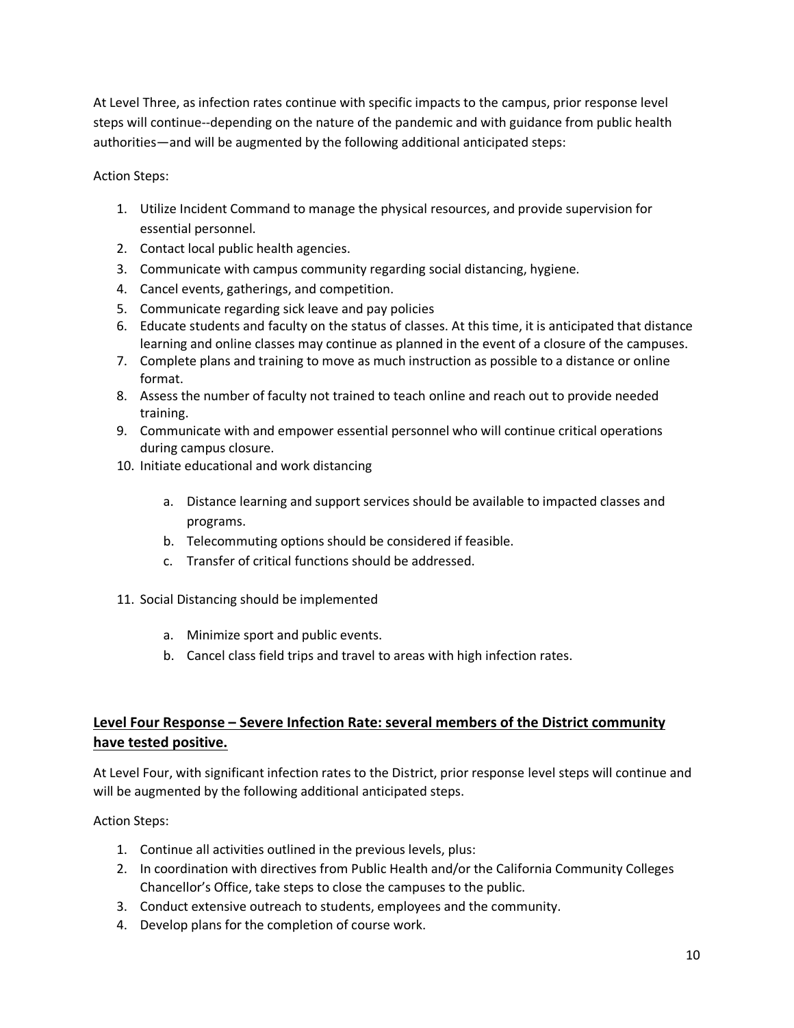At Level Three, as infection rates continue with specific impacts to the campus, prior response level steps will continue--depending on the nature of the pandemic and with guidance from public health authorities—and will be augmented by the following additional anticipated steps:

Action Steps:

1. Utilize Incident Command to manage the physical resources, and provide supervision for essential personnel.
2. Contact local public health agencies.
3. Communicate with campus community regarding social distancing, hygiene.
4. Cancel events, gatherings, and competition.
5. Communicate regarding sick leave and pay policies
6. Educate students and faculty on the status of classes. At this time, it is anticipated that distance learning and online classes may continue as planned in the event of a closure of the campuses.
7. Complete plans and training to move as much instruction as possible to a distance or online format.
8. Assess the number of faculty not trained to teach online and reach out to provide needed training.
9. Communicate with and empower essential personnel who will continue critical operations during campus closure.
10. Initiate educational and work distancing
    a. Distance learning and support services should be available to impacted classes and programs.
    b. Telecommuting options should be considered if feasible.
    c. Transfer of critical functions should be addressed.
11. Social Distancing should be implemented
    a. Minimize sport and public events.
    b. Cancel class field trips and travel to areas with high infection rates.

## Level Four Response – Severe Infection Rate: several members of the District community have tested positive.

At Level Four, with significant infection rates to the District, prior response level steps will continue and will be augmented by the following additional anticipated steps.

Action Steps:

1. Continue all activities outlined in the previous levels, plus:
2. In coordination with directives from Public Health and/or the California Community Colleges Chancellor's Office, take steps to close the campuses to the public.
3. Conduct extensive outreach to students, employees and the community.
4. Develop plans for the completion of course work.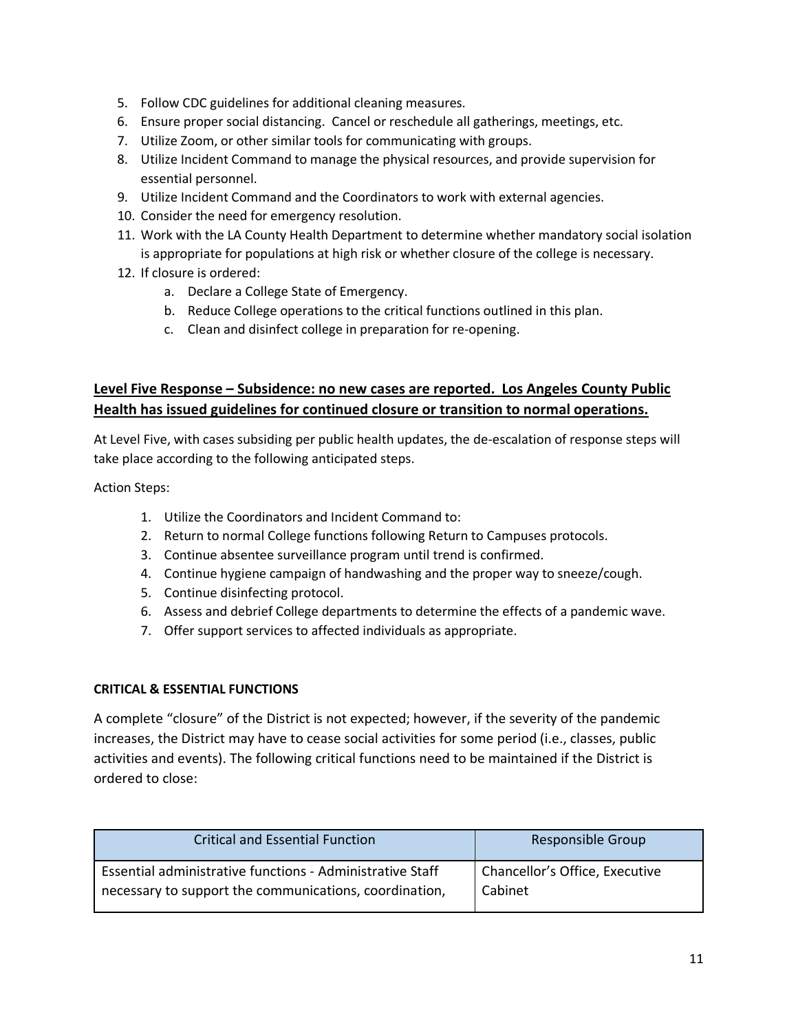5. Follow CDC guidelines for additional cleaning measures.
6. Ensure proper social distancing. Cancel or reschedule all gatherings, meetings, etc.
7. Utilize Zoom, or other similar tools for communicating with groups.
8. Utilize Incident Command to manage the physical resources, and provide supervision for essential personnel.
9. Utilize Incident Command and the Coordinators to work with external agencies.
10. Consider the need for emergency resolution.
11. Work with the LA County Health Department to determine whether mandatory social isolation is appropriate for populations at high risk or whether closure of the college is necessary.
12. If closure is ordered:
    a. Declare a College State of Emergency.
    b. Reduce College operations to the critical functions outlined in this plan.
    c. Clean and disinfect college in preparation for re-opening.

**Level Five Response – Subsidence: no new cases are reported. Los Angeles County Public Health has issued guidelines for continued closure or transition to normal operations.**

At Level Five, with cases subsiding per public health updates, the de-escalation of response steps will take place according to the following anticipated steps.

Action Steps:

1. Utilize the Coordinators and Incident Command to:
2. Return to normal College functions following Return to Campuses protocols.
3. Continue absentee surveillance program until trend is confirmed.
4. Continue hygiene campaign of handwashing and the proper way to sneeze/cough.
5. Continue disinfecting protocol.
6. Assess and debrief College departments to determine the effects of a pandemic wave.
7. Offer support services to affected individuals as appropriate.

**CRITICAL & ESSENTIAL FUNCTIONS**

A complete "closure" of the District is not expected; however, if the severity of the pandemic increases, the District may have to cease social activities for some period (i.e., classes, public activities and events). The following critical functions need to be maintained if the District is ordered to close:

| Critical and Essential Function | Responsible Group |
| --- | --- |
| Essential administrative functions - Administrative Staff necessary to support the communications, coordination, | Chancellor's Office, Executive Cabinet |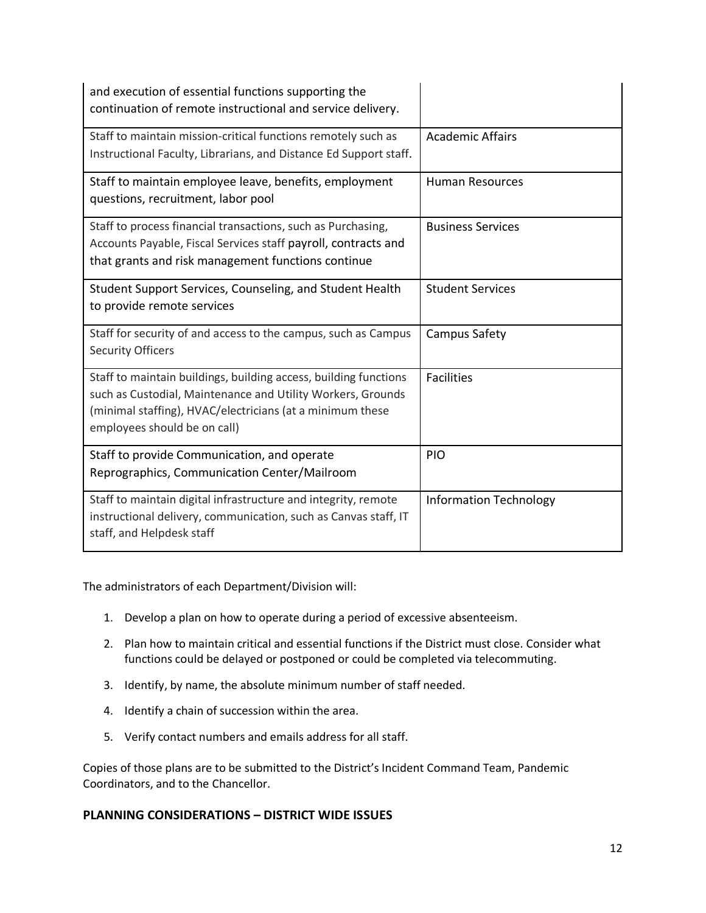| | |
|---|---|
| and execution of essential functions supporting the continuation of remote instructional and service delivery. | |
| Staff to maintain mission-critical functions remotely such as Instructional Faculty, Librarians, and Distance Ed Support staff. | Academic Affairs |
| Staff to maintain employee leave, benefits, employment questions, recruitment, labor pool | Human Resources |
| Staff to process financial transactions, such as Purchasing, Accounts Payable, Fiscal Services staff payroll, contracts and that grants and risk management functions continue | Business Services |
| Student Support Services, Counseling, and Student Health to provide remote services | Student Services |
| Staff for security of and access to the campus, such as Campus Security Officers | Campus Safety |
| Staff to maintain buildings, building access, building functions such as Custodial, Maintenance and Utility Workers, Grounds (minimal staffing), HVAC/electricians (at a minimum these employees should be on call) | Facilities |
| Staff to provide Communication, and operate Reprographics, Communication Center/Mailroom | PIO |
| Staff to maintain digital infrastructure and integrity, remote instructional delivery, communication, such as Canvas staff, IT staff, and Helpdesk staff | Information Technology |

The administrators of each Department/Division will:

1. Develop a plan on how to operate during a period of excessive absenteeism.
2. Plan how to maintain critical and essential functions if the District must close. Consider what functions could be delayed or postponed or could be completed via telecommuting.
3. Identify, by name, the absolute minimum number of staff needed.
4. Identify a chain of succession within the area.
5. Verify contact numbers and emails address for all staff.

Copies of those plans are to be submitted to the District's Incident Command Team, Pandemic Coordinators, and to the Chancellor.

## PLANNING CONSIDERATIONS – DISTRICT WIDE ISSUES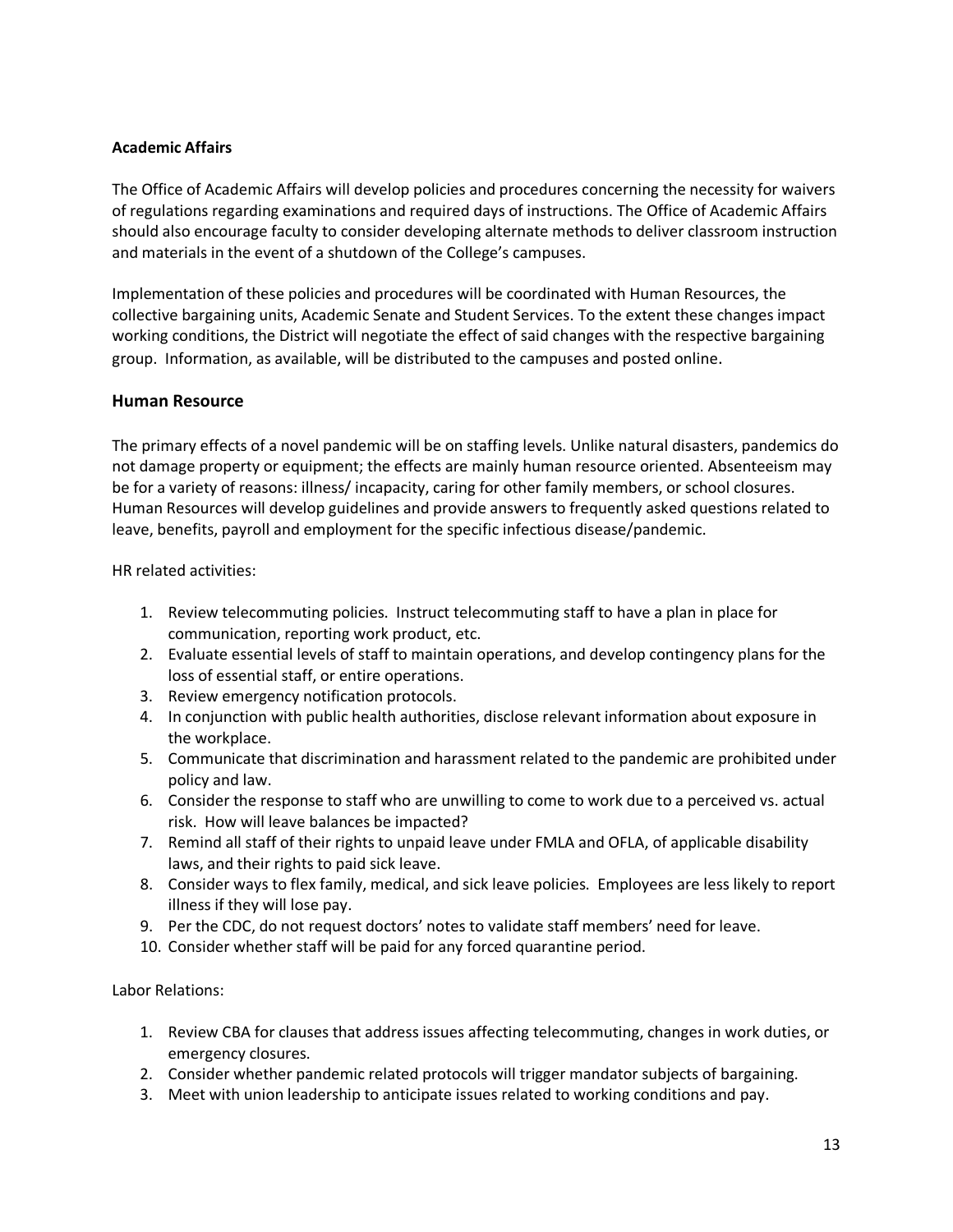**Academic Affairs**

The Office of Academic Affairs will develop policies and procedures concerning the necessity for waivers of regulations regarding examinations and required days of instructions. The Office of Academic Affairs should also encourage faculty to consider developing alternate methods to deliver classroom instruction and materials in the event of a shutdown of the College's campuses.

Implementation of these policies and procedures will be coordinated with Human Resources, the collective bargaining units, Academic Senate and Student Services. To the extent these changes impact working conditions, the District will negotiate the effect of said changes with the respective bargaining group. Information, as available, will be distributed to the campuses and posted online.

## Human Resource

The primary effects of a novel pandemic will be on staffing levels. Unlike natural disasters, pandemics do not damage property or equipment; the effects are mainly human resource oriented. Absenteeism may be for a variety of reasons: illness/ incapacity, caring for other family members, or school closures. Human Resources will develop guidelines and provide answers to frequently asked questions related to leave, benefits, payroll and employment for the specific infectious disease/pandemic.

HR related activities:

1. Review telecommuting policies. Instruct telecommuting staff to have a plan in place for communication, reporting work product, etc.
2. Evaluate essential levels of staff to maintain operations, and develop contingency plans for the loss of essential staff, or entire operations.
3. Review emergency notification protocols.
4. In conjunction with public health authorities, disclose relevant information about exposure in the workplace.
5. Communicate that discrimination and harassment related to the pandemic are prohibited under policy and law.
6. Consider the response to staff who are unwilling to come to work due to a perceived vs. actual risk. How will leave balances be impacted?
7. Remind all staff of their rights to unpaid leave under FMLA and OFLA, of applicable disability laws, and their rights to paid sick leave.
8. Consider ways to flex family, medical, and sick leave policies. Employees are less likely to report illness if they will lose pay.
9. Per the CDC, do not request doctors' notes to validate staff members' need for leave.
10. Consider whether staff will be paid for any forced quarantine period.

Labor Relations:

1. Review CBA for clauses that address issues affecting telecommuting, changes in work duties, or emergency closures.
2. Consider whether pandemic related protocols will trigger mandator subjects of bargaining.
3. Meet with union leadership to anticipate issues related to working conditions and pay.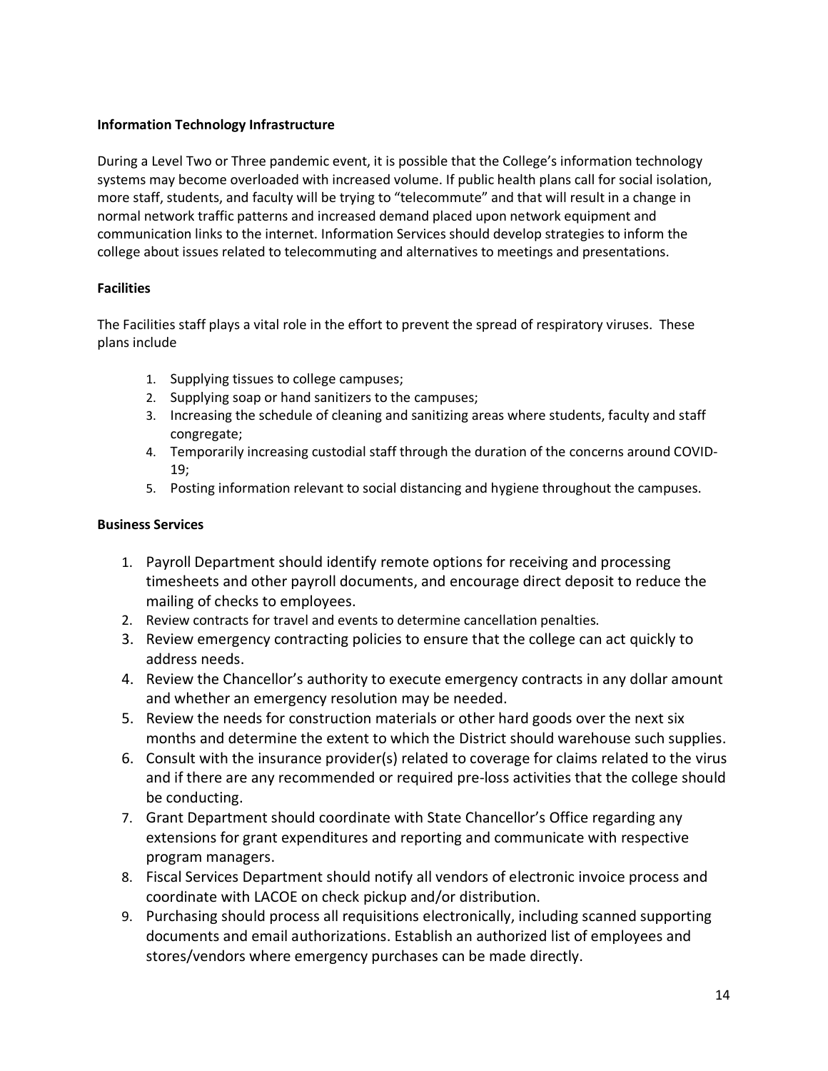**Information Technology Infrastructure**

During a Level Two or Three pandemic event, it is possible that the College's information technology systems may become overloaded with increased volume. If public health plans call for social isolation, more staff, students, and faculty will be trying to "telecommute" and that will result in a change in normal network traffic patterns and increased demand placed upon network equipment and communication links to the internet. Information Services should develop strategies to inform the college about issues related to telecommuting and alternatives to meetings and presentations.

**Facilities**

The Facilities staff plays a vital role in the effort to prevent the spread of respiratory viruses. These plans include

1. Supplying tissues to college campuses;
2. Supplying soap or hand sanitizers to the campuses;
3. Increasing the schedule of cleaning and sanitizing areas where students, faculty and staff congregate;
4. Temporarily increasing custodial staff through the duration of the concerns around COVID-19;
5. Posting information relevant to social distancing and hygiene throughout the campuses.

**Business Services**

1. Payroll Department should identify remote options for receiving and processing timesheets and other payroll documents, and encourage direct deposit to reduce the mailing of checks to employees.
2. Review contracts for travel and events to determine cancellation penalties.
3. Review emergency contracting policies to ensure that the college can act quickly to address needs.
4. Review the Chancellor's authority to execute emergency contracts in any dollar amount and whether an emergency resolution may be needed.
5. Review the needs for construction materials or other hard goods over the next six months and determine the extent to which the District should warehouse such supplies.
6. Consult with the insurance provider(s) related to coverage for claims related to the virus and if there are any recommended or required pre-loss activities that the college should be conducting.
7. Grant Department should coordinate with State Chancellor's Office regarding any extensions for grant expenditures and reporting and communicate with respective program managers.
8. Fiscal Services Department should notify all vendors of electronic invoice process and coordinate with LACOE on check pickup and/or distribution.
9. Purchasing should process all requisitions electronically, including scanned supporting documents and email authorizations. Establish an authorized list of employees and stores/vendors where emergency purchases can be made directly.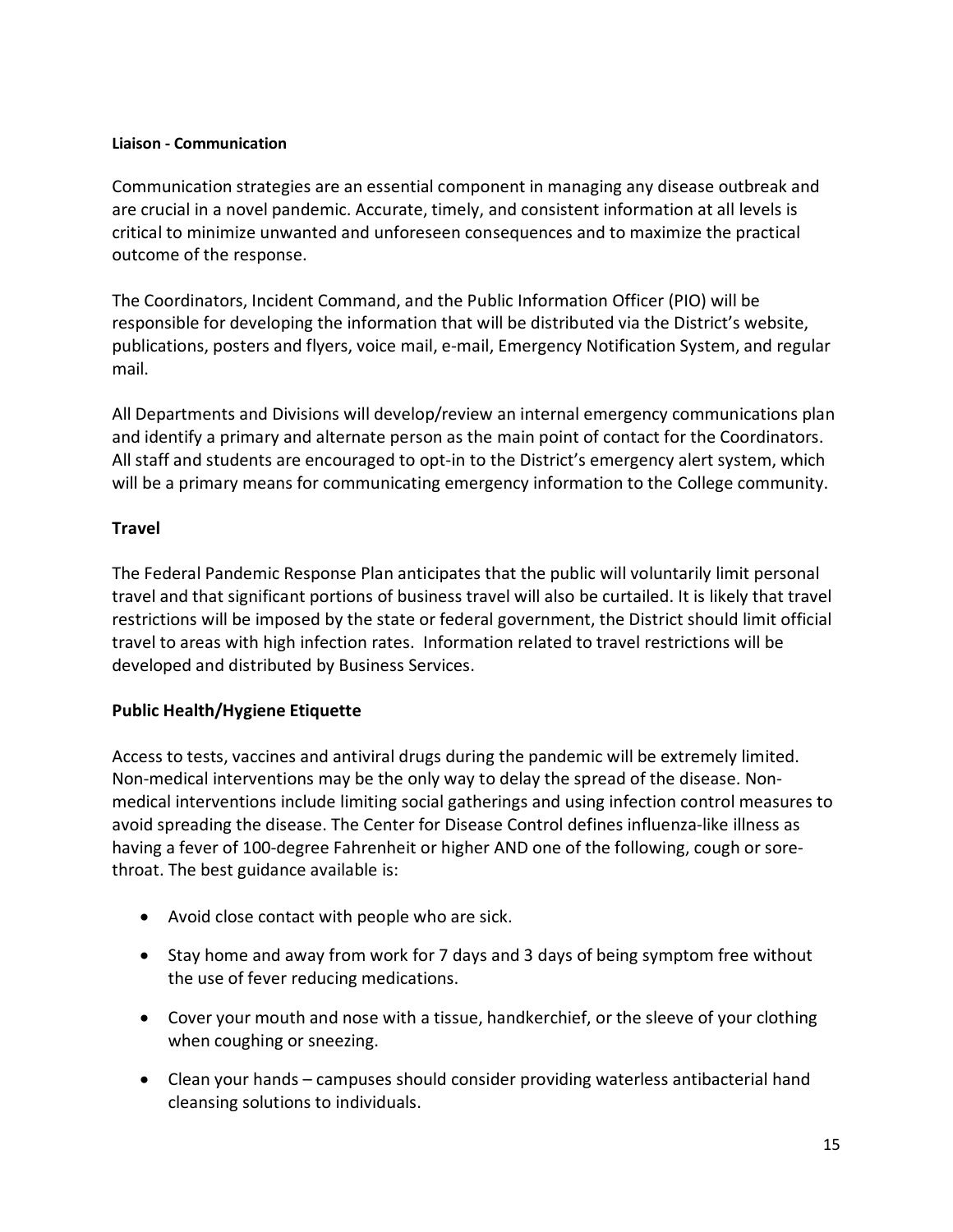**Liaison - Communication**

Communication strategies are an essential component in managing any disease outbreak and are crucial in a novel pandemic. Accurate, timely, and consistent information at all levels is critical to minimize unwanted and unforeseen consequences and to maximize the practical outcome of the response.

The Coordinators, Incident Command, and the Public Information Officer (PIO) will be responsible for developing the information that will be distributed via the District's website, publications, posters and flyers, voice mail, e-mail, Emergency Notification System, and regular mail.

All Departments and Divisions will develop/review an internal emergency communications plan and identify a primary and alternate person as the main point of contact for the Coordinators. All staff and students are encouraged to opt-in to the District's emergency alert system, which will be a primary means for communicating emergency information to the College community.

## Travel

The Federal Pandemic Response Plan anticipates that the public will voluntarily limit personal travel and that significant portions of business travel will also be curtailed. It is likely that travel restrictions will be imposed by the state or federal government, the District should limit official travel to areas with high infection rates. Information related to travel restrictions will be developed and distributed by Business Services.

## Public Health/Hygiene Etiquette

Access to tests, vaccines and antiviral drugs during the pandemic will be extremely limited. Non-medical interventions may be the only way to delay the spread of the disease. Non-medical interventions include limiting social gatherings and using infection control measures to avoid spreading the disease. The Center for Disease Control defines influenza-like illness as having a fever of 100-degree Fahrenheit or higher AND one of the following, cough or sore-throat. The best guidance available is:

- Avoid close contact with people who are sick.
- Stay home and away from work for 7 days and 3 days of being symptom free without the use of fever reducing medications.
- Cover your mouth and nose with a tissue, handkerchief, or the sleeve of your clothing when coughing or sneezing.
- Clean your hands – campuses should consider providing waterless antibacterial hand cleansing solutions to individuals.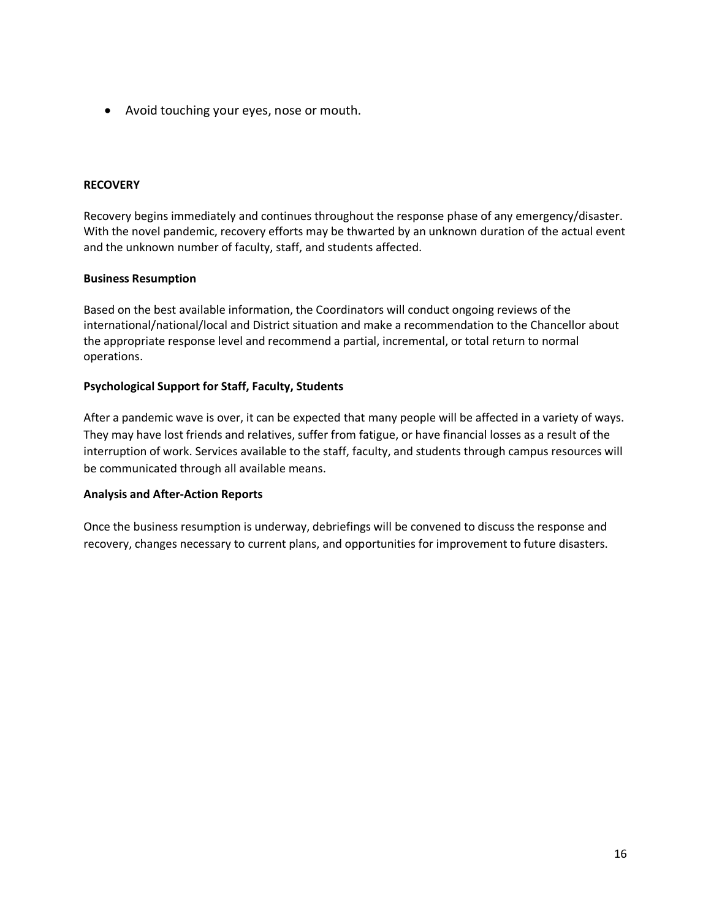- Avoid touching your eyes, nose or mouth.

**RECOVERY**

Recovery begins immediately and continues throughout the response phase of any emergency/disaster. With the novel pandemic, recovery efforts may be thwarted by an unknown duration of the actual event and the unknown number of faculty, staff, and students affected.

**Business Resumption**

Based on the best available information, the Coordinators will conduct ongoing reviews of the international/national/local and District situation and make a recommendation to the Chancellor about the appropriate response level and recommend a partial, incremental, or total return to normal operations.

**Psychological Support for Staff, Faculty, Students**

After a pandemic wave is over, it can be expected that many people will be affected in a variety of ways. They may have lost friends and relatives, suffer from fatigue, or have financial losses as a result of the interruption of work. Services available to the staff, faculty, and students through campus resources will be communicated through all available means.

**Analysis and After-Action Reports**

Once the business resumption is underway, debriefings will be convened to discuss the response and recovery, changes necessary to current plans, and opportunities for improvement to future disasters.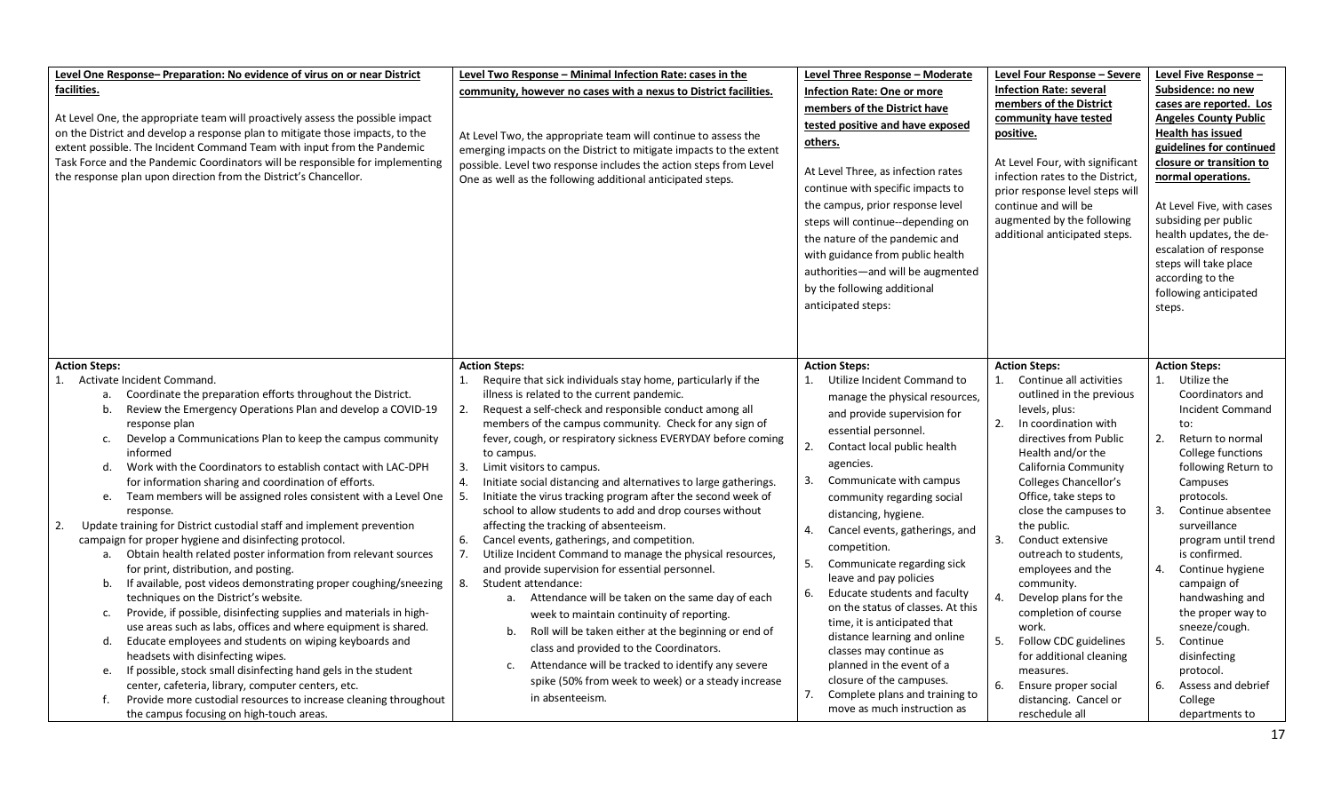| **Level One Response– Preparation: No evidence of virus on or near District facilities.**<br><br>At Level One, the appropriate team will proactively assess the possible impact on the District and develop a response plan to mitigate those impacts, to the extent possible. The Incident Command Team with input from the Pandemic Task Force and the Pandemic Coordinators will be responsible for implementing the response plan upon direction from the District's Chancellor. | **Level Two Response – Minimal Infection Rate: cases in the community, however no cases with a nexus to District facilities.**<br><br>At Level Two, the appropriate team will continue to assess the emerging impacts on the District to mitigate impacts to the extent possible. Level two response includes the action steps from Level One as well as the following additional anticipated steps. | **Level Three Response – Moderate Infection Rate: One or more members of the District have tested positive and have exposed others.**<br><br>At Level Three, as infection rates continue with specific impacts to the campus, prior response level steps will continue--depending on the nature of the pandemic and with guidance from public health authorities—and will be augmented by the following additional anticipated steps: | **Level Four Response – Severe Infection Rate: several members of the District community have tested positive.**<br><br>At Level Four, with significant infection rates to the District, prior response level steps will continue and will be augmented by the following additional anticipated steps. | **Level Five Response – Subsidence: no new cases are reported. Los Angeles County Public Health has issued guidelines for continued closure or transition to normal operations.**<br><br>At Level Five, with cases subsiding per public health updates, the de-escalation of response steps will take place according to the following anticipated steps. |
|---|---|---|---|---|
| **Action Steps:**<br>1. Activate Incident Command.<br>a. Coordinate the preparation efforts throughout the District.<br>b. Review the Emergency Operations Plan and develop a COVID-19 response plan<br>c. Develop a Communications Plan to keep the campus community informed<br>d. Work with the Coordinators to establish contact with LAC-DPH for information sharing and coordination of efforts.<br>e. Team members will be assigned roles consistent with a Level One response.<br>2. Update training for District custodial staff and implement prevention campaign for proper hygiene and disinfecting protocol.<br>a. Obtain health related poster information from relevant sources for print, distribution, and posting.<br>b. If available, post videos demonstrating proper coughing/sneezing techniques on the District's website.<br>c. Provide, if possible, disinfecting supplies and materials in high-use areas such as labs, offices and where equipment is shared.<br>d. Educate employees and students on wiping keyboards and headsets with disinfecting wipes.<br>e. If possible, stock small disinfecting hand gels in the student center, cafeteria, library, computer centers, etc.<br>f. Provide more custodial resources to increase cleaning throughout the campus focusing on high-touch areas. | **Action Steps:**<br>1. Require that sick individuals stay home, particularly if the illness is related to the current pandemic.<br>2. Request a self-check and responsible conduct among all members of the campus community. Check for any sign of fever, cough, or respiratory sickness EVERYDAY before coming to campus.<br>3. Limit visitors to campus.<br>4. Initiate social distancing and alternatives to large gatherings.<br>5. Initiate the virus tracking program after the second week of school to allow students to add and drop courses without affecting the tracking of absenteeism.<br>6. Cancel events, gatherings, and competition.<br>7. Utilize Incident Command to manage the physical resources, and provide supervision for essential personnel.<br>8. Student attendance:<br>a. Attendance will be taken on the same day of each week to maintain continuity of reporting.<br>b. Roll will be taken either at the beginning or end of class and provided to the Coordinators.<br>c. Attendance will be tracked to identify any severe spike (50% from week to week) or a steady increase in absenteeism. | **Action Steps:**<br>1. Utilize Incident Command to manage the physical resources, and provide supervision for essential personnel.<br>2. Contact local public health agencies.<br>3. Communicate with campus community regarding social distancing, hygiene.<br>4. Cancel events, gatherings, and competition.<br>5. Communicate regarding sick leave and pay policies<br>6. Educate students and faculty on the status of classes. At this time, it is anticipated that distance learning and online classes may continue as planned in the event of a closure of the campuses.<br>7. Complete plans and training to move as much instruction as | **Action Steps:**<br>1. Continue all activities outlined in the previous levels, plus:<br>2. In coordination with directives from Public Health and/or the California Community Colleges Chancellor's Office, take steps to close the campuses to the public.<br>3. Conduct extensive outreach to students, employees and the community.<br>4. Develop plans for the completion of course work.<br>5. Follow CDC guidelines for additional cleaning measures.<br>6. Ensure proper social distancing. Cancel or reschedule all | **Action Steps:**<br>1. Utilize the Coordinators and Incident Command to:<br>2. Return to normal College functions following Return to Campuses protocols.<br>3. Continue absentee surveillance program until trend is confirmed.<br>4. Continue hygiene campaign of handwashing and the proper way to sneeze/cough.<br>5. Continue disinfecting protocol.<br>6. Assess and debrief College departments to |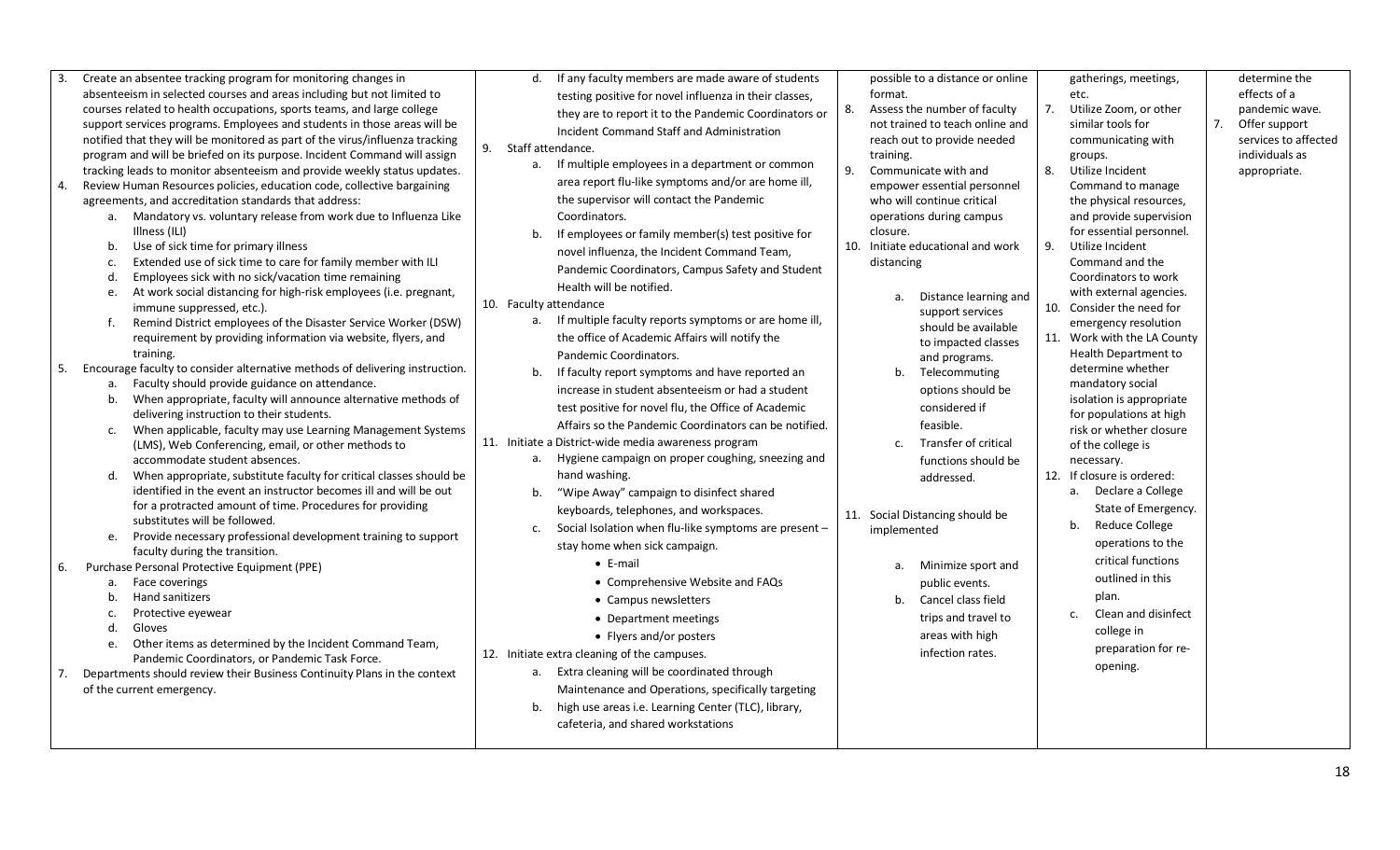| | | | | |
|---|---|---|---|---|
| 3. Create an absentee tracking program for monitoring changes in absenteeism in selected courses and areas including but not limited to courses related to health occupations, sports teams, and large college support services programs. Employees and students in those areas will be notified that they will be monitored as part of the virus/influenza tracking program and will be briefed on its purpose. Incident Command will assign tracking leads to monitor absenteeism and provide weekly status updates.<br>4. Review Human Resources policies, education code, collective bargaining agreements, and accreditation standards that address:<br>a. Mandatory vs. voluntary release from work due to Influenza Like Illness (ILI)<br>b. Use of sick time for primary illness<br>c. Extended use of sick time to care for family member with ILI<br>d. Employees sick with no sick/vacation time remaining<br>e. At work social distancing for high-risk employees (i.e. pregnant, immune suppressed, etc.).<br>f. Remind District employees of the Disaster Service Worker (DSW) requirement by providing information via website, flyers, and training.<br>5. Encourage faculty to consider alternative methods of delivering instruction.<br>a. Faculty should provide guidance on attendance.<br>b. When appropriate, faculty will announce alternative methods of delivering instruction to their students.<br>c. When applicable, faculty may use Learning Management Systems (LMS), Web Conferencing, email, or other methods to accommodate student absences.<br>d. When appropriate, substitute faculty for critical classes should be identified in the event an instructor becomes ill and will be out for a protracted amount of time. Procedures for providing substitutes will be followed.<br>e. Provide necessary professional development training to support faculty during the transition.<br>6. Purchase Personal Protective Equipment (PPE)<br>a. Face coverings<br>b. Hand sanitizers<br>c. Protective eyewear<br>d. Gloves<br>e. Other items as determined by the Incident Command Team, Pandemic Coordinators, or Pandemic Task Force.<br>7. Departments should review their Business Continuity Plans in the context of the current emergency. | d. If any faculty members are made aware of students testing positive for novel influenza in their classes, they are to report it to the Pandemic Coordinators or Incident Command Staff and Administration<br>9. Staff attendance.<br>a. If multiple employees in a department or common area report flu-like symptoms and/or are home ill, the supervisor will contact the Pandemic Coordinators.<br>b. If employees or family member(s) test positive for novel influenza, the Incident Command Team, Pandemic Coordinators, Campus Safety and Student Health will be notified.<br>10. Faculty attendance<br>a. If multiple faculty reports symptoms or are home ill, the office of Academic Affairs will notify the Pandemic Coordinators.<br>b. If faculty report symptoms and have reported an increase in student absenteeism or had a student test positive for novel flu, the Office of Academic Affairs so the Pandemic Coordinators can be notified.<br>11. Initiate a District-wide media awareness program<br>a. Hygiene campaign on proper coughing, sneezing and hand washing.<br>b. "Wipe Away" campaign to disinfect shared keyboards, telephones, and workspaces.<br>c. Social Isolation when flu-like symptoms are present – stay home when sick campaign.<br>• E-mail<br>• Comprehensive Website and FAQs<br>• Campus newsletters<br>• Department meetings<br>• Flyers and/or posters<br>12. Initiate extra cleaning of the campuses.<br>a. Extra cleaning will be coordinated through Maintenance and Operations, specifically targeting<br>b. high use areas i.e. Learning Center (TLC), library, cafeteria, and shared workstations | possible to a distance or online format.<br>8. Assess the number of faculty not trained to teach online and reach out to provide needed training.<br>9. Communicate with and empower essential personnel who will continue critical operations during campus closure.<br>10. Initiate educational and work distancing<br>a. Distance learning and support services should be available to impacted classes and programs.<br>b. Telecommuting options should be considered if feasible.<br>c. Transfer of critical functions should be addressed.<br>11. Social Distancing should be implemented<br>a. Minimize sport and public events.<br>b. Cancel class field trips and travel to areas with high infection rates. | gatherings, meetings, etc.<br>7. Utilize Zoom, or other similar tools for communicating with groups.<br>8. Utilize Incident Command to manage the physical resources, and provide supervision for essential personnel.<br>9. Utilize Incident Command and the Coordinators to work with external agencies.<br>10. Consider the need for emergency resolution<br>11. Work with the LA County Health Department to determine whether mandatory social isolation is appropriate for populations at high risk or whether closure of the college is necessary.<br>12. If closure is ordered:<br>a. Declare a College State of Emergency.<br>b. Reduce College operations to the critical functions outlined in this plan.<br>c. Clean and disinfect college in preparation for re-opening. | determine the effects of a pandemic wave.<br>7. Offer support services to affected individuals as appropriate. |